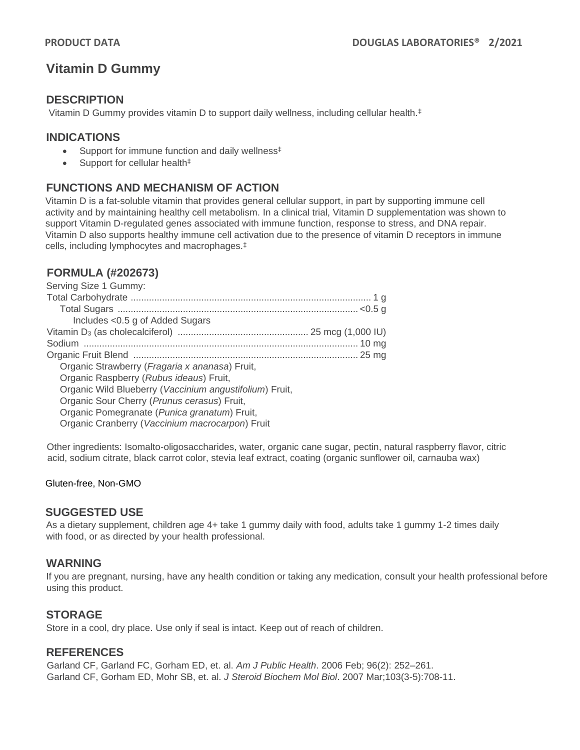# Vitamin D Gummy

## DESCRIPTION

Vitamin D Gummy provides vitamin D to support daily wellness, including cellular health.‡

## INDICATIONS

- Support for immune function and daily wellness‡
- Support for cellular health‡

## FUNCTIONS AND MECHANISM OF ACTION

Vitamin D is a fat-soluble vitamin that provides general cellular support, in part by supporting immune cell activity and by maintaining healthy cell metabolism. In a clinical trial, Vitamin D supplementation was shown to support Vitamin D-regulated genes associated with immune function, response to stress, and DNA repair. Vitamin D also supports healthy immune cell activation due to the presence of vitamin D receptors in immune cells, including lymphocytes and macrophages.‡

## FORMULA (#202673)

Serving Size 1 Gummy:

| | |
|---|---|
| Total Carbohydrate | 1 g |
| Total Sugars | <0.5 g |
| Includes <0.5 g of Added Sugars | |
| Vitamin $D_3$ (as cholecalciferol) | 25 mcg (1,000 IU) |
| Sodium | 10 mg |
| Organic Fruit Blend | 25 mg |

Organic Strawberry (*Fragaria x ananasa*) Fruit,
Organic Raspberry (*Rubus ideaus*) Fruit,
Organic Wild Blueberry (*Vaccinium angustifolium*) Fruit,
Organic Sour Cherry (*Prunus cerasus*) Fruit,
Organic Pomegranate (*Punica granatum*) Fruit,
Organic Cranberry (*Vaccinium macrocarpon*) Fruit

Other ingredients: Isomalto-oligosaccharides, water, organic cane sugar, pectin, natural raspberry flavor, citric acid, sodium citrate, black carrot color, stevia leaf extract, coating (organic sunflower oil, carnauba wax)

Gluten-free, Non-GMO

## SUGGESTED USE

As a dietary supplement, children age 4+ take 1 gummy daily with food, adults take 1 gummy 1-2 times daily with food, or as directed by your health professional.

## WARNING

If you are pregnant, nursing, have any health condition or taking any medication, consult your health professional before using this product.

## STORAGE

Store in a cool, dry place. Use only if seal is intact. Keep out of reach of children.

## REFERENCES

Garland CF, Garland FC, Gorham ED, et. al. *Am J Public Health*. 2006 Feb; 96(2): 252–261.
Garland CF, Gorham ED, Mohr SB, et. al. *J Steroid Biochem Mol Biol*. 2007 Mar;103(3-5):708-11.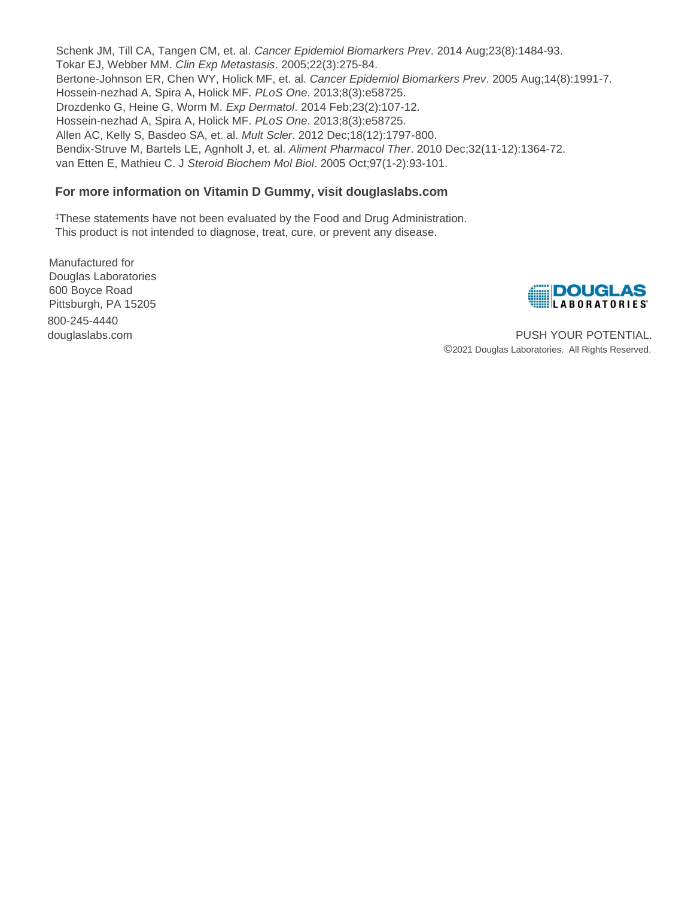Schenk JM, Till CA, Tangen CM, et. al. *Cancer Epidemiol Biomarkers Prev*. 2014 Aug;23(8):1484-93.
Tokar EJ, Webber MM. *Clin Exp Metastasis*. 2005;22(3):275-84.
Bertone-Johnson ER, Chen WY, Holick MF, et. al. *Cancer Epidemiol Biomarkers Prev*. 2005 Aug;14(8):1991-7.
Hossein-nezhad A, Spira A, Holick MF. *PLoS One*. 2013;8(3):e58725.
Drozdenko G, Heine G, Worm M. *Exp Dermatol*. 2014 Feb;23(2):107-12.
Hossein-nezhad A, Spira A, Holick MF. *PLoS One*. 2013;8(3):e58725.
Allen AC, Kelly S, Basdeo SA, et. al. *Mult Scler*. 2012 Dec;18(12):1797-800.
Bendix-Struve M, Bartels LE, Agnholt J, et. al. *Aliment Pharmacol Ther*. 2010 Dec;32(11-12):1364-72.
van Etten E, Mathieu C. J *Steroid Biochem Mol Biol*. 2005 Oct;97(1-2):93-101.

**For more information on Vitamin D Gummy, visit douglaslabs.com**

‡These statements have not been evaluated by the Food and Drug Administration.
This product is not intended to diagnose, treat, cure, or prevent any disease.

Manufactured for
Douglas Laboratories
600 Boyce Road
Pittsburgh, PA 15205
800-245-4440
douglaslabs.com

DOUGLAS LABORATORIES®

PUSH YOUR POTENTIAL.

©2021 Douglas Laboratories. All Rights Reserved.